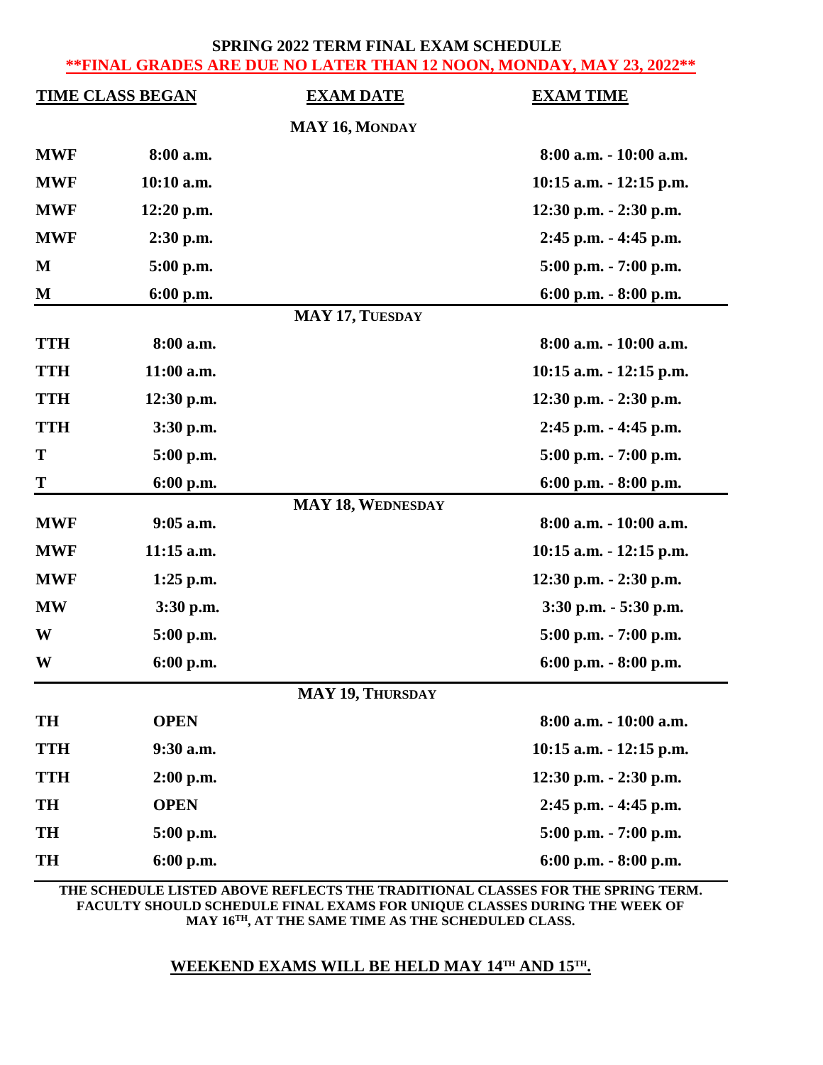# SPRING 2022 TERM FINAL EXAM SCHEDULE

**\*\*FINAL GRADES ARE DUE NO LATER THAN 12 NOON, MONDAY, MAY 23, 2022\*\***

| TIME CLASS BEGAN | | EXAM DATE | EXAM TIME |
|---|---|---|---|
| | | **MAY 16, MONDAY** | |
| **MWF** | **8:00 a.m.** | | **8:00 a.m. - 10:00 a.m.** |
| **MWF** | **10:10 a.m.** | | **10:15 a.m. - 12:15 p.m.** |
| **MWF** | **12:20 p.m.** | | **12:30 p.m. - 2:30 p.m.** |
| **MWF** | **2:30 p.m.** | | **2:45 p.m. - 4:45 p.m.** |
| **M** | **5:00 p.m.** | | **5:00 p.m. - 7:00 p.m.** |
| **M** | **6:00 p.m.** | | **6:00 p.m. - 8:00 p.m.** |
| | | **MAY 17, TUESDAY** | |
| **TTH** | **8:00 a.m.** | | **8:00 a.m. - 10:00 a.m.** |
| **TTH** | **11:00 a.m.** | | **10:15 a.m. - 12:15 p.m.** |
| **TTH** | **12:30 p.m.** | | **12:30 p.m. - 2:30 p.m.** |
| **TTH** | **3:30 p.m.** | | **2:45 p.m. - 4:45 p.m.** |
| **T** | **5:00 p.m.** | | **5:00 p.m. - 7:00 p.m.** |
| **T** | **6:00 p.m.** | | **6:00 p.m. - 8:00 p.m.** |
| | | **MAY 18, WEDNESDAY** | |
| **MWF** | **9:05 a.m.** | | **8:00 a.m. - 10:00 a.m.** |
| **MWF** | **11:15 a.m.** | | **10:15 a.m. - 12:15 p.m.** |
| **MWF** | **1:25 p.m.** | | **12:30 p.m. - 2:30 p.m.** |
| **MW** | **3:30 p.m.** | | **3:30 p.m. - 5:30 p.m.** |
| **W** | **5:00 p.m.** | | **5:00 p.m. - 7:00 p.m.** |
| **W** | **6:00 p.m.** | | **6:00 p.m. - 8:00 p.m.** |
| | | **MAY 19, THURSDAY** | |
| **TH** | **OPEN** | | **8:00 a.m. - 10:00 a.m.** |
| **TTH** | **9:30 a.m.** | | **10:15 a.m. - 12:15 p.m.** |
| **TTH** | **2:00 p.m.** | | **12:30 p.m. - 2:30 p.m.** |
| **TH** | **OPEN** | | **2:45 p.m. - 4:45 p.m.** |
| **TH** | **5:00 p.m.** | | **5:00 p.m. - 7:00 p.m.** |
| **TH** | **6:00 p.m.** | | **6:00 p.m. - 8:00 p.m.** |

**THE SCHEDULE LISTED ABOVE REFLECTS THE TRADITIONAL CLASSES FOR THE SPRING TERM. FACULTY SHOULD SCHEDULE FINAL EXAMS FOR UNIQUE CLASSES DURING THE WEEK OF MAY 16TH, AT THE SAME TIME AS THE SCHEDULED CLASS.**

**WEEKEND EXAMS WILL BE HELD MAY 14TH AND 15TH.**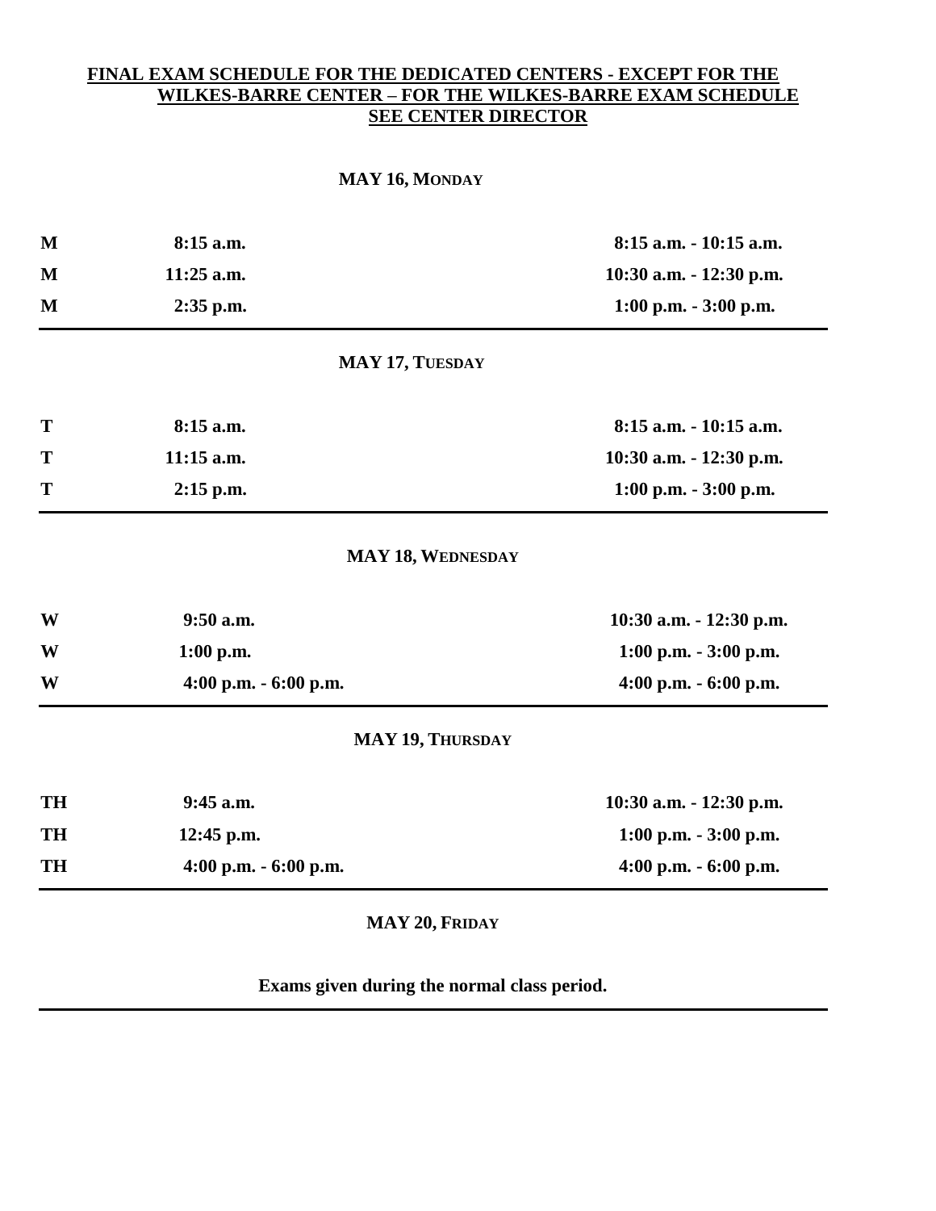**FINAL EXAM SCHEDULE FOR THE DEDICATED CENTERS - EXCEPT FOR THE WILKES-BARRE CENTER – FOR THE WILKES-BARRE EXAM SCHEDULE SEE CENTER DIRECTOR**

**MAY 16, MONDAY**

| | | |
|---|---|---|
| **M** | **8:15 a.m.** | **8:15 a.m. - 10:15 a.m.** |
| **M** | **11:25 a.m.** | **10:30 a.m. - 12:30 p.m.** |
| **M** | **2:35 p.m.** | **1:00 p.m. - 3:00 p.m.** |

**MAY 17, TUESDAY**

| | | |
|---|---|---|
| **T** | **8:15 a.m.** | **8:15 a.m. - 10:15 a.m.** |
| **T** | **11:15 a.m.** | **10:30 a.m. - 12:30 p.m.** |
| **T** | **2:15 p.m.** | **1:00 p.m. - 3:00 p.m.** |

**MAY 18, WEDNESDAY**

| | | |
|---|---|---|
| **W** | **9:50 a.m.** | **10:30 a.m. - 12:30 p.m.** |
| **W** | **1:00 p.m.** | **1:00 p.m. - 3:00 p.m.** |
| **W** | **4:00 p.m. - 6:00 p.m.** | **4:00 p.m. - 6:00 p.m.** |

**MAY 19, THURSDAY**

| | | |
|---|---|---|
| **TH** | **9:45 a.m.** | **10:30 a.m. - 12:30 p.m.** |
| **TH** | **12:45 p.m.** | **1:00 p.m. - 3:00 p.m.** |
| **TH** | **4:00 p.m. - 6:00 p.m.** | **4:00 p.m. - 6:00 p.m.** |

**MAY 20, FRIDAY**

**Exams given during the normal class period.**